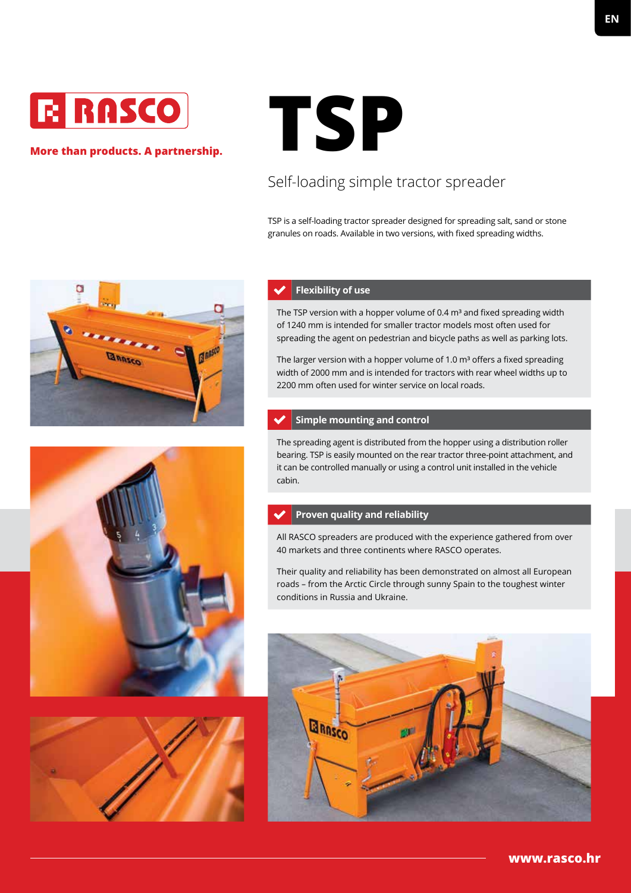RASCO

**More than products. A partnership.**

# TSP

## Self-loading simple tractor spreader

TSP is a self-loading tractor spreader designed for spreading salt, sand or stone granules on roads. Available in two versions, with fixed spreading widths.

### Flexibility of use

The TSP version with a hopper volume of 0.4 m³ and fixed spreading width of 1240 mm is intended for smaller tractor models most often used for spreading the agent on pedestrian and bicycle paths as well as parking lots.

The larger version with a hopper volume of 1.0 m³ offers a fixed spreading width of 2000 mm and is intended for tractors with rear wheel widths up to 2200 mm often used for winter service on local roads.

### Simple mounting and control

The spreading agent is distributed from the hopper using a distribution roller bearing. TSP is easily mounted on the rear tractor three-point attachment, and it can be controlled manually or using a control unit installed in the vehicle cabin.

### Proven quality and reliability

All RASCO spreaders are produced with the experience gathered from over 40 markets and three continents where RASCO operates.

Their quality and reliability has been demonstrated on almost all European roads – from the Arctic Circle through sunny Spain to the toughest winter conditions in Russia and Ukraine.

**www.rasco.hr**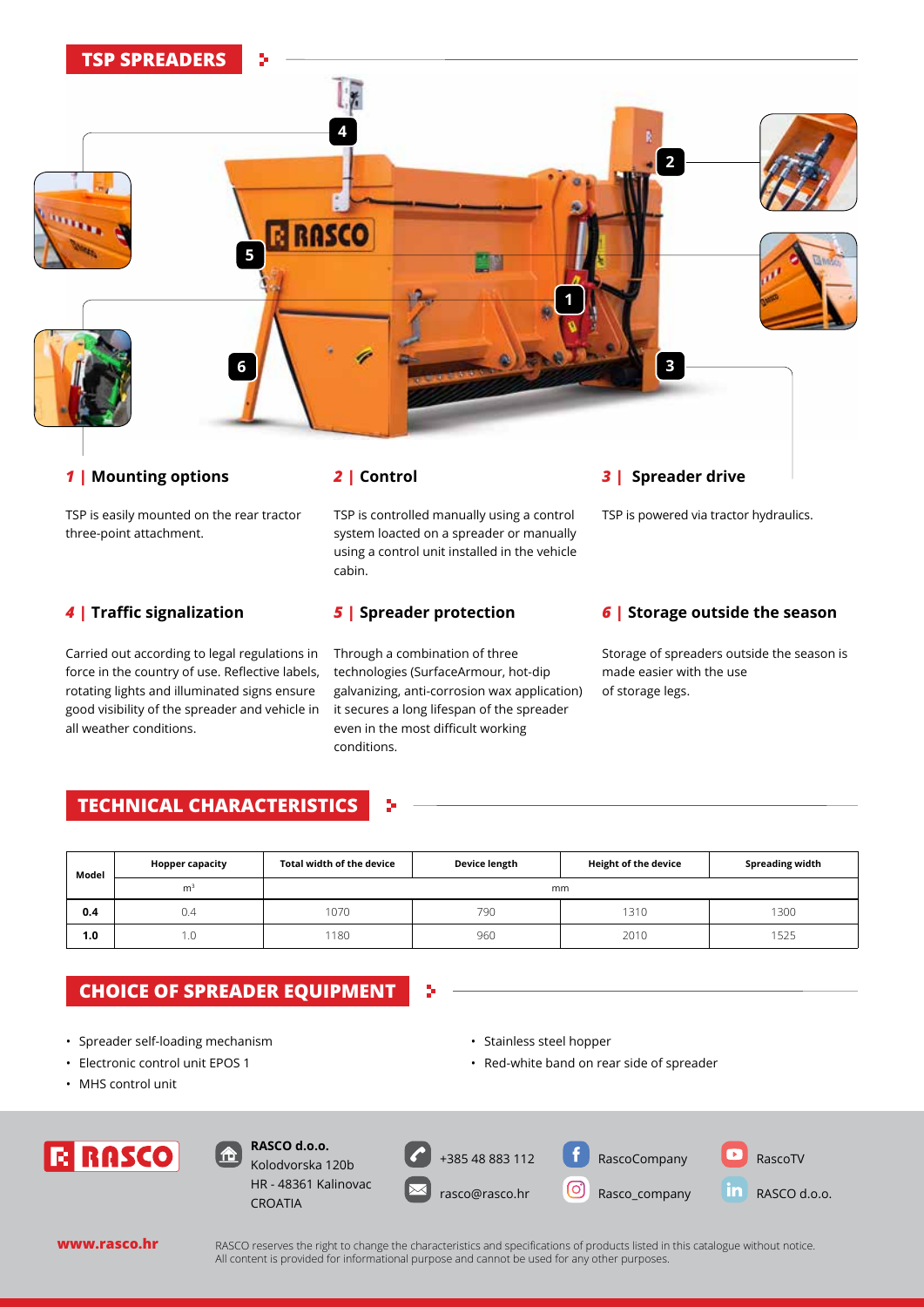## TSP SPREADERS

### *1* | Mounting options

TSP is easily mounted on the rear tractor three-point attachment.

### *2* | Control

TSP is controlled manually using a control system loacted on a spreader or manually using a control unit installed in the vehicle cabin.

### *3* | Spreader drive

TSP is powered via tractor hydraulics.

### *4* | Traffic signalization

Carried out according to legal regulations in force in the country of use. Reflective labels, rotating lights and illuminated signs ensure good visibility of the spreader and vehicle in all weather conditions.

### *5* | Spreader protection

Through a combination of three technologies (SurfaceArmour, hot-dip galvanizing, anti-corrosion wax application) it secures a long lifespan of the spreader even in the most difficult working conditions.

### *6* | Storage outside the season

Storage of spreaders outside the season is made easier with the use of storage legs.

## TECHNICAL CHARACTERISTICS

| Model | Hopper capacity | Total width of the device | Device length | Height of the device | Spreading width |
|---|---|---|---|---|---|
| | $m^3$ | mm | | | |
| **0.4** | 0.4 | 1070 | 790 | 1310 | 1300 |
| **1.0** | 1.0 | 1180 | 960 | 2010 | 1525 |

## CHOICE OF SPREADER EQUIPMENT

- Spreader self-loading mechanism
- Electronic control unit EPOS 1
- MHS control unit
- Stainless steel hopper
- Red-white band on rear side of spreader

**RASCO d.o.o.**
Kolodvorska 120b
HR - 48361 Kalinovac
CROATIA

+385 48 883 112
rasco@rasco.hr

RascoCompany
Rasco_company
RascoTV
RASCO d.o.o.

**www.rasco.hr**

RASCO reserves the right to change the characteristics and specifications of products listed in this catalogue without notice. All content is provided for informational purpose and cannot be used for any other purposes.